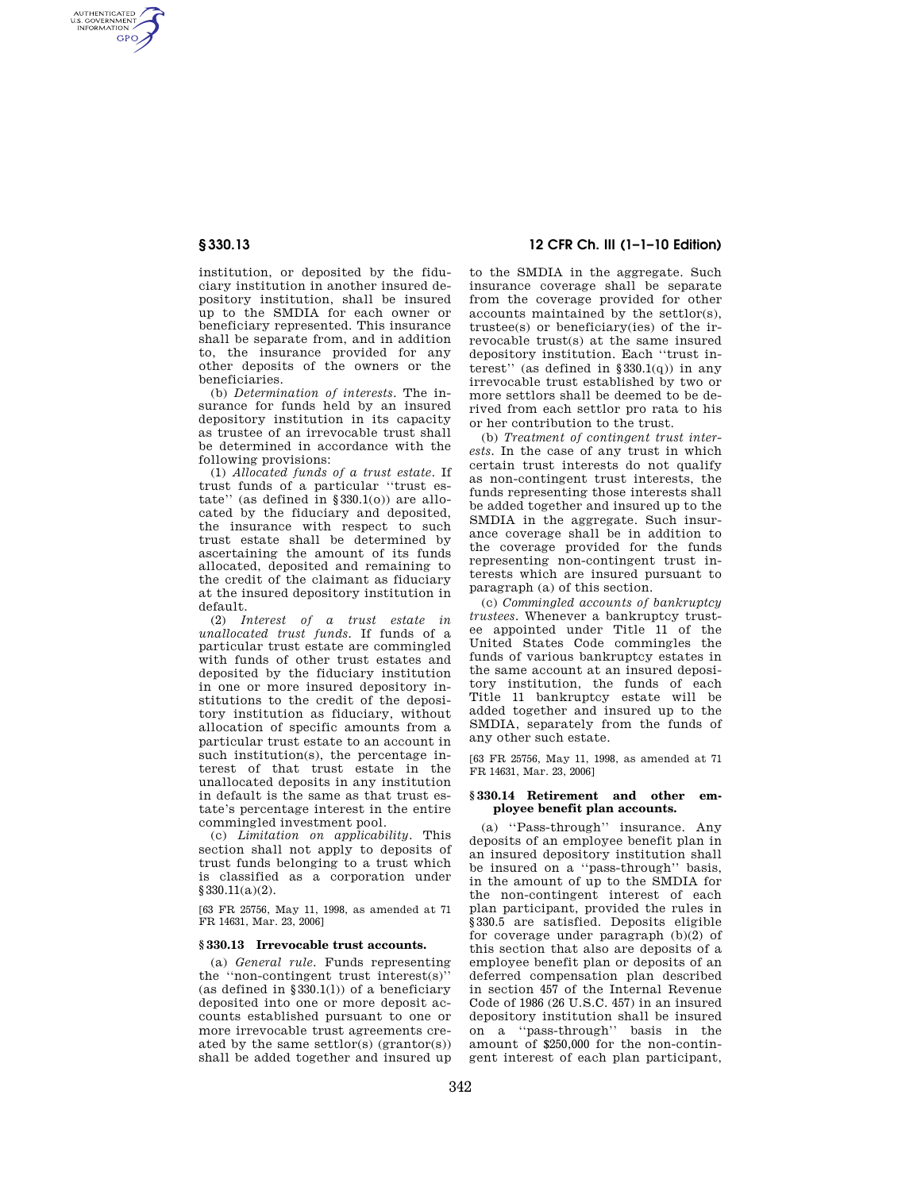institution, or deposited by the fiduciary institution in another insured depository institution, shall be insured up to the SMDIA for each owner or beneficiary represented. This insurance shall be separate from, and in addition to, the insurance provided for any other deposits of the owners or the beneficiaries.

(b) *Determination of interests.* The insurance for funds held by an insured depository institution in its capacity as trustee of an irrevocable trust shall be determined in accordance with the following provisions:

(1) *Allocated funds of a trust estate.* If trust funds of a particular ''trust estate'' (as defined in §330.1(o)) are allocated by the fiduciary and deposited, the insurance with respect to such trust estate shall be determined by ascertaining the amount of its funds allocated, deposited and remaining to the credit of the claimant as fiduciary at the insured depository institution in default.

(2) *Interest of a trust estate in unallocated trust funds.* If funds of a particular trust estate are commingled with funds of other trust estates and deposited by the fiduciary institution in one or more insured depository institutions to the credit of the depository institution as fiduciary, without allocation of specific amounts from a particular trust estate to an account in such institution(s), the percentage interest of that trust estate in the unallocated deposits in any institution in default is the same as that trust estate's percentage interest in the entire commingled investment pool.

(c) *Limitation on applicability.* This section shall not apply to deposits of trust funds belonging to a trust which is classified as a corporation under §330.11(a)(2).

[63 FR 25756, May 11, 1998, as amended at 71 FR 14631, Mar. 23, 2006]

## §330.13 Irrevocable trust accounts.

(a) *General rule.* Funds representing the ''non-contingent trust interest(s)'' (as defined in §330.1(l)) of a beneficiary deposited into one or more deposit accounts established pursuant to one or more irrevocable trust agreements created by the same settlor(s) (grantor(s)) shall be added together and insured up to the SMDIA in the aggregate. Such insurance coverage shall be separate from the coverage provided for other accounts maintained by the settlor(s), trustee(s) or beneficiary(ies) of the irrevocable trust(s) at the same insured depository institution. Each ''trust interest'' (as defined in §330.1(q)) in any irrevocable trust established by two or more settlors shall be deemed to be derived from each settlor pro rata to his or her contribution to the trust.

(b) *Treatment of contingent trust interests.* In the case of any trust in which certain trust interests do not qualify as non-contingent trust interests, the funds representing those interests shall be added together and insured up to the SMDIA in the aggregate. Such insurance coverage shall be in addition to the coverage provided for the funds representing non-contingent trust interests which are insured pursuant to paragraph (a) of this section.

(c) *Commingled accounts of bankruptcy trustees.* Whenever a bankruptcy trustee appointed under Title 11 of the United States Code commingles the funds of various bankruptcy estates in the same account at an insured depository institution, the funds of each Title 11 bankruptcy estate will be added together and insured up to the SMDIA, separately from the funds of any other such estate.

[63 FR 25756, May 11, 1998, as amended at 71 FR 14631, Mar. 23, 2006]

## §330.14 Retirement and other employee benefit plan accounts.

(a) ''Pass-through'' insurance. Any deposits of an employee benefit plan in an insured depository institution shall be insured on a ''pass-through'' basis, in the amount of up to the SMDIA for the non-contingent interest of each plan participant, provided the rules in §330.5 are satisfied. Deposits eligible for coverage under paragraph (b)(2) of this section that also are deposits of a employee benefit plan or deposits of an deferred compensation plan described in section 457 of the Internal Revenue Code of 1986 (26 U.S.C. 457) in an insured depository institution shall be insured on a ''pass-through'' basis in the amount of $250,000 for the non-contingent interest of each plan participant,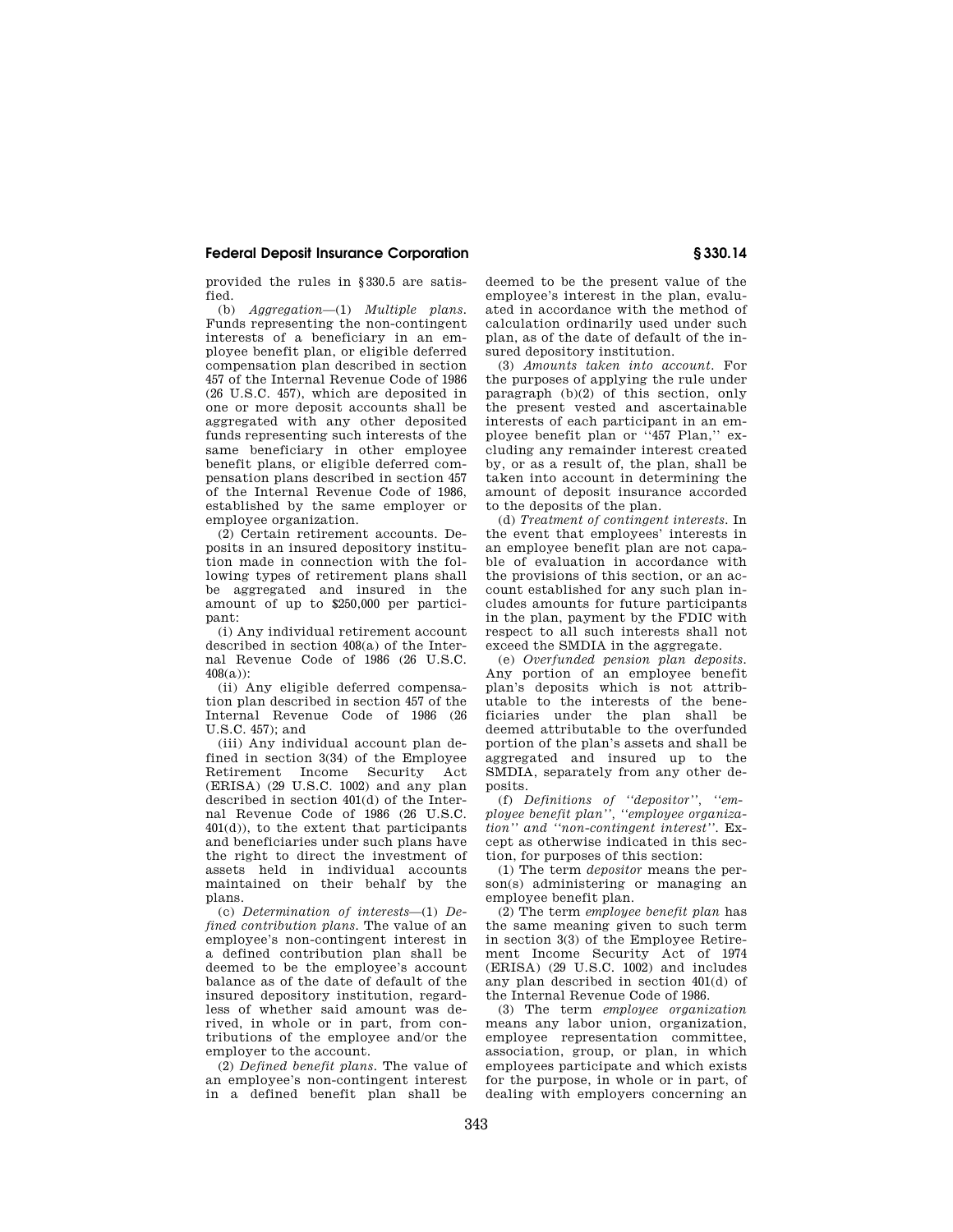provided the rules in §330.5 are satisfied.

(b) *Aggregation*—(1) *Multiple plans.* Funds representing the non-contingent interests of a beneficiary in an employee benefit plan, or eligible deferred compensation plan described in section 457 of the Internal Revenue Code of 1986 (26 U.S.C. 457), which are deposited in one or more deposit accounts shall be aggregated with any other deposited funds representing such interests of the same beneficiary in other employee benefit plans, or eligible deferred compensation plans described in section 457 of the Internal Revenue Code of 1986, established by the same employer or employee organization.

(2) Certain retirement accounts. Deposits in an insured depository institution made in connection with the following types of retirement plans shall be aggregated and insured in the amount of up to $250,000 per participant:

(i) Any individual retirement account described in section 408(a) of the Internal Revenue Code of 1986 (26 U.S.C. 408(a));

(ii) Any eligible deferred compensation plan described in section 457 of the Internal Revenue Code of 1986 (26 U.S.C. 457); and

(iii) Any individual account plan defined in section 3(34) of the Employee Retirement Income Security Act (ERISA) (29 U.S.C. 1002) and any plan described in section 401(d) of the Internal Revenue Code of 1986 (26 U.S.C. 401(d)), to the extent that participants and beneficiaries under such plans have the right to direct the investment of assets held in individual accounts maintained on their behalf by the plans.

(c) *Determination of interests*—(1) *Defined contribution plans.* The value of an employee's non-contingent interest in a defined contribution plan shall be deemed to be the employee's account balance as of the date of default of the insured depository institution, regardless of whether said amount was derived, in whole or in part, from contributions of the employee and/or the employer to the account.

(2) *Defined benefit plans.* The value of an employee's non-contingent interest in a defined benefit plan shall be deemed to be the present value of the employee's interest in the plan, evaluated in accordance with the method of calculation ordinarily used under such plan, as of the date of default of the insured depository institution.

(3) *Amounts taken into account.* For the purposes of applying the rule under paragraph (b)(2) of this section, only the present vested and ascertainable interests of each participant in an employee benefit plan or ''457 Plan,'' excluding any remainder interest created by, or as a result of, the plan, shall be taken into account in determining the amount of deposit insurance accorded to the deposits of the plan.

(d) *Treatment of contingent interests.* In the event that employees' interests in an employee benefit plan are not capable of evaluation in accordance with the provisions of this section, or an account established for any such plan includes amounts for future participants in the plan, payment by the FDIC with respect to all such interests shall not exceed the SMDIA in the aggregate.

(e) *Overfunded pension plan deposits.* Any portion of an employee benefit plan's deposits which is not attributable to the interests of the beneficiaries under the plan shall be deemed attributable to the overfunded portion of the plan's assets and shall be aggregated and insured up to the SMDIA, separately from any other deposits.

(f) *Definitions of ''depositor'', ''employee benefit plan'', ''employee organization'' and ''non-contingent interest''.* Except as otherwise indicated in this section, for purposes of this section:

(1) The term *depositor* means the person(s) administering or managing an employee benefit plan.

(2) The term *employee benefit plan* has the same meaning given to such term in section 3(3) of the Employee Retirement Income Security Act of 1974 (ERISA) (29 U.S.C. 1002) and includes any plan described in section 401(d) of the Internal Revenue Code of 1986.

(3) The term *employee organization* means any labor union, organization, employee representation committee, association, group, or plan, in which employees participate and which exists for the purpose, in whole or in part, of dealing with employers concerning an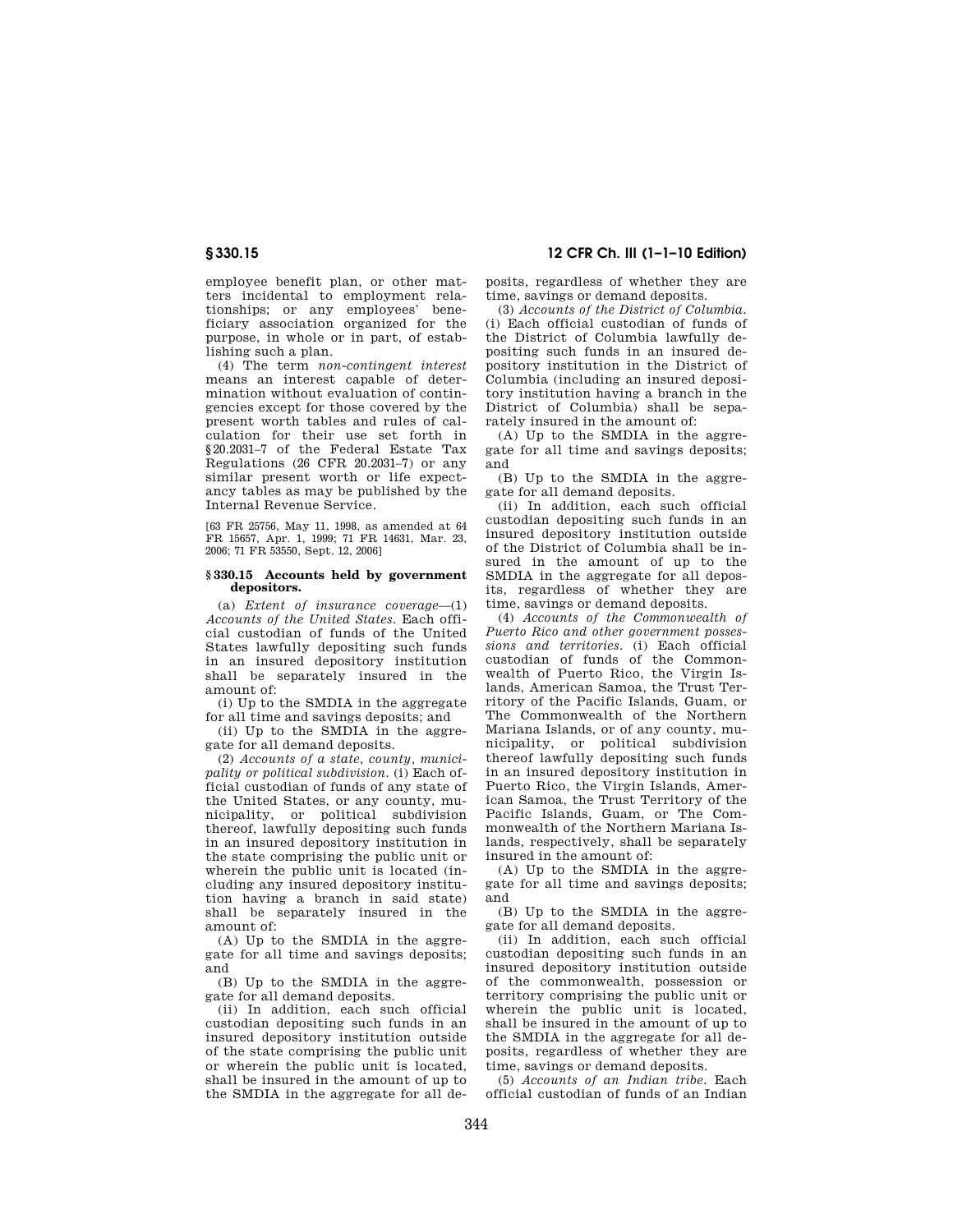employee benefit plan, or other matters incidental to employment relationships; or any employees' beneficiary association organized for the purpose, in whole or in part, of establishing such a plan.

(4) The term *non-contingent interest* means an interest capable of determination without evaluation of contingencies except for those covered by the present worth tables and rules of calculation for their use set forth in §20.2031–7 of the Federal Estate Tax Regulations (26 CFR 20.2031–7) or any similar present worth or life expectancy tables as may be published by the Internal Revenue Service.

[63 FR 25756, May 11, 1998, as amended at 64 FR 15657, Apr. 1, 1999; 71 FR 14631, Mar. 23, 2006; 71 FR 53550, Sept. 12, 2006]

### § 330.15 Accounts held by government depositors.

(a) *Extent of insurance coverage*—(1) *Accounts of the United States.* Each official custodian of funds of the United States lawfully depositing such funds in an insured depository institution shall be separately insured in the amount of:

(i) Up to the SMDIA in the aggregate for all time and savings deposits; and

(ii) Up to the SMDIA in the aggregate for all demand deposits.

(2) *Accounts of a state, county, municipality or political subdivision.* (i) Each official custodian of funds of any state of the United States, or any county, municipality, or political subdivision thereof, lawfully depositing such funds in an insured depository institution in the state comprising the public unit or wherein the public unit is located (including any insured depository institution having a branch in said state) shall be separately insured in the amount of:

(A) Up to the SMDIA in the aggregate for all time and savings deposits; and

(B) Up to the SMDIA in the aggregate for all demand deposits.

(ii) In addition, each such official custodian depositing such funds in an insured depository institution outside of the state comprising the public unit or wherein the public unit is located, shall be insured in the amount of up to the SMDIA in the aggregate for all deposits, regardless of whether they are time, savings or demand deposits.

(3) *Accounts of the District of Columbia.* (i) Each official custodian of funds of the District of Columbia lawfully depositing such funds in an insured depository institution in the District of Columbia (including an insured depository institution having a branch in the District of Columbia) shall be separately insured in the amount of:

(A) Up to the SMDIA in the aggregate for all time and savings deposits; and

(B) Up to the SMDIA in the aggregate for all demand deposits.

(ii) In addition, each such official custodian depositing such funds in an insured depository institution outside of the District of Columbia shall be insured in the amount of up to the SMDIA in the aggregate for all deposits, regardless of whether they are time, savings or demand deposits.

(4) *Accounts of the Commonwealth of Puerto Rico and other government possessions and territories.* (i) Each official custodian of funds of the Commonwealth of Puerto Rico, the Virgin Islands, American Samoa, the Trust Territory of the Pacific Islands, Guam, or The Commonwealth of the Northern Mariana Islands, or of any county, municipality, or political subdivision thereof lawfully depositing such funds in an insured depository institution in Puerto Rico, the Virgin Islands, American Samoa, the Trust Territory of the Pacific Islands, Guam, or The Commonwealth of the Northern Mariana Islands, respectively, shall be separately insured in the amount of:

(A) Up to the SMDIA in the aggregate for all time and savings deposits; and

(B) Up to the SMDIA in the aggregate for all demand deposits.

(ii) In addition, each such official custodian depositing such funds in an insured depository institution outside of the commonwealth, possession or territory comprising the public unit or wherein the public unit is located, shall be insured in the amount of up to the SMDIA in the aggregate for all deposits, regardless of whether they are time, savings or demand deposits.

(5) *Accounts of an Indian tribe.* Each official custodian of funds of an Indian